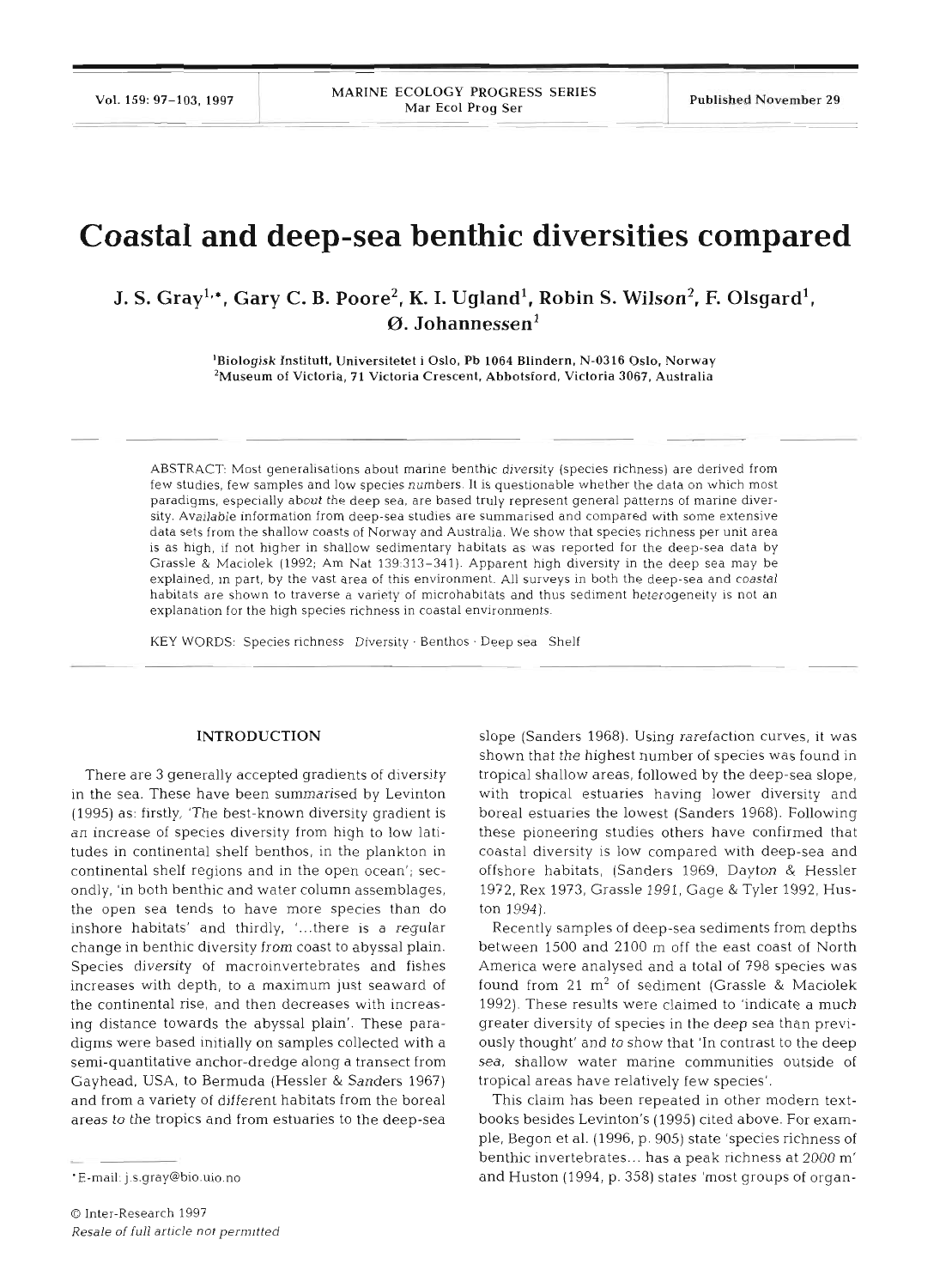# Coastal and deep-sea benthic diversities compared

**J. S. Gray[1,*], Gary C. B. Poore[2], K. I. Ugland[1], Robin S. Wilson[2], F. Olsgard[1], Ø. Johannessen[1]**

[1]Biologisk Institutt, Universitetet i Oslo, Pb 1064 Blindern, N-0316 Oslo, Norway
[2]Museum of Victoria, 71 Victoria Crescent, Abbotsford, Victoria 3067, Australia

ABSTRACT: Most generalisations about marine benthic diversity (species richness) are derived from few studies, few samples and low species numbers. It is questionable whether the data on which most paradigms, especially about the deep sea, are based truly represent general patterns of marine diversity. Available information from deep-sea studies are summarised and compared with some extensive data sets from the shallow coasts of Norway and Australia. We show that species richness per unit area is as high, if not higher in shallow sedimentary habitats as was reported for the deep-sea data by Grassle & Maciolek (1992; Am Nat 139:313–341). Apparent high diversity in the deep sea may be explained, in part, by the vast area of this environment. All surveys in both the deep-sea and coastal habitats are shown to traverse a variety of microhabitats and thus sediment heterogeneity is not an explanation for the high species richness in coastal environments.

KEY WORDS: Species richness · Diversity · Benthos · Deep sea · Shelf

## INTRODUCTION

There are 3 generally accepted gradients of diversity in the sea. These have been summarised by Levinton (1995) as: firstly, 'The best-known diversity gradient is an increase of species diversity from high to low latitudes in continental shelf benthos, in the plankton in continental shelf regions and in the open ocean'; secondly, 'in both benthic and water column assemblages, the open sea tends to have more species than do inshore habitats' and thirdly, '...there is a regular change in benthic diversity from coast to abyssal plain. Species diversity of macroinvertebrates and fishes increases with depth, to a maximum just seaward of the continental rise, and then decreases with increasing distance towards the abyssal plain'. These paradigms were based initially on samples collected with a semi-quantitative anchor-dredge along a transect from Gayhead, USA, to Bermuda (Hessler & Sanders 1967) and from a variety of different habitats from the boreal areas to the tropics and from estuaries to the deep-sea slope (Sanders 1968). Using rarefaction curves, it was shown that the highest number of species was found in tropical shallow areas, followed by the deep-sea slope, with tropical estuaries having lower diversity and boreal estuaries the lowest (Sanders 1968). Following these pioneering studies others have confirmed that coastal diversity is low compared with deep-sea and offshore habitats, (Sanders 1969, Dayton & Hessler 1972, Rex 1973, Grassle 1991, Gage & Tyler 1992, Huston 1994).

Recently samples of deep-sea sediments from depths between 1500 and 2100 m off the east coast of North America were analysed and a total of 798 species was found from 21 m$^2$ of sediment (Grassle & Maciolek 1992). These results were claimed to 'indicate a much greater diversity of species in the deep sea than previously thought' and to show that 'In contrast to the deep sea, shallow water marine communities outside of tropical areas have relatively few species'.

This claim has been repeated in other modern textbooks besides Levinton's (1995) cited above. For example, Begon et al. (1996, p. 905) state 'species richness of benthic invertebrates... has a peak richness at 2000 m' and Huston (1994, p. 358) states 'most groups of organ-

*E-mail: j.s.gray@bio.uio.no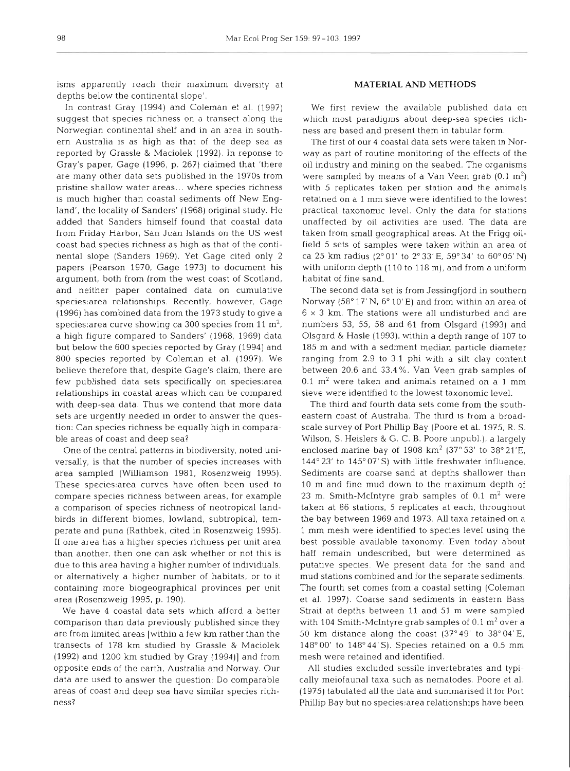isms apparently reach their maximum diversity at depths below the continental slope'.

In contrast Gray (1994) and Coleman et al. (1997) suggest that species richness on a transect along the Norwegian continental shelf and in an area in southern Australia is as high as that of the deep sea as reported by Grassle & Maciolek (1992). In reponse to Gray's paper, Gage (1996, p. 267) claimed that 'there are many other data sets published in the 1970s from pristine shallow water areas... where species richness is much higher than coastal sediments off New England', the locality of Sanders' (1968) original study. He added that Sanders himself found that coastal data from Friday Harbor, San Juan Islands on the US west coast had species richness as high as that of the continental slope (Sanders 1969). Yet Gage cited only 2 papers (Pearson 1970, Gage 1973) to document his argument, both from from the west coast of Scotland, and neither paper contained data on cumulative species:area relationships. Recently, however, Gage (1996) has combined data from the 1973 study to give a species:area curve showing ca 300 species from 11 $m^2$, a high figure compared to Sanders' (1968, 1969) data but below the 600 species reported by Gray (1994) and 800 species reported by Coleman et al. (1997). We believe therefore that, despite Gage's claim, there are few published data sets specifically on species:area relationships in coastal areas which can be compared with deep-sea data. Thus we contend that more data sets are urgently needed in order to answer the question: Can species richness be equally high in comparable areas of coast and deep sea?

One of the central patterns in biodiversity, noted universally, is that the number of species increases with area sampled (Williamson 1981, Rosenzweig 1995). These species:area curves have often been used to compare species richness between areas, for example a comparison of species richness of neotropical landbirds in different biomes, lowland, subtropical, temperate and puna (Rathbek, cited in Rosenzweig 1995). If one area has a higher species richness per unit area than another, then one can ask whether or not this is due to this area having a higher number of individuals, or alternatively a higher number of habitats, or to it containing more biogeographical provinces per unit area (Rosenzweig 1995, p. 190).

We have 4 coastal data sets which afford a better comparison than data previously published since they are from limited areas [within a few km rather than the transects of 178 km studied by Grassle & Maciolek (1992) and 1200 km studied by Gray (1994)] and from opposite ends of the earth, Australia and Norway. Our data are used to answer the question: Do comparable areas of coast and deep sea have similar species richness?

## MATERIAL AND METHODS

We first review the available published data on which most paradigms about deep-sea species richness are based and present them in tabular form.

The first of our 4 coastal data sets were taken in Norway as part of routine monitoring of the effects of the oil industry and mining on the seabed. The organisms were sampled by means of a Van Veen grab (0.1 $m^2$) with 5 replicates taken per station and the animals retained on a 1 mm sieve were identified to the lowest practical taxonomic level. Only the data for stations unaffected by oil activities are used. The data are taken from small geographical areas. At the Frigg oilfield 5 sets of samples were taken within an area of ca 25 km radius (2° 01' to 2° 33' E, 59° 34' to 60° 05' N) with uniform depth (110 to 118 m), and from a uniform habitat of fine sand.

The second data set is from Jøssingfjord in southern Norway (58° 17' N, 6° 10' E) and from within an area of 6 × 3 km. The stations were all undisturbed and are numbers 53, 55, 58 and 61 from Olsgard (1993) and Olsgard & Hasle (1993), within a depth range of 107 to 185 m and with a sediment median particle diameter ranging from 2.9 to 3.1 phi with a silt clay content between 20.6 and 33.4%. Van Veen grab samples of 0.1 $m^2$ were taken and animals retained on a 1 mm sieve were identified to the lowest taxonomic level.

The third and fourth data sets come from the southeastern coast of Australia. The third is from a broadscale survey of Port Phillip Bay (Poore et al. 1975, R. S. Wilson, S. Heislers & G. C. B. Poore unpubl.), a largely enclosed marine bay of 1908 $km^2$ (37° 53' to 38° 21' E, 144° 23' to 145° 07' S) with little freshwater influence. Sediments are coarse sand at depths shallower than 10 m and fine mud down to the maximum depth of 23 m. Smith-McIntyre grab samples of 0.1 $m^2$ were taken at 86 stations, 5 replicates at each, throughout the bay between 1969 and 1973. All taxa retained on a 1 mm mesh were identified to species level using the best possible available taxonomy. Even today about half remain undescribed, but were determined as putative species. We present data for the sand and mud stations combined and for the separate sediments. The fourth set comes from a coastal setting (Coleman et al. 1997). Coarse sand sediments in eastern Bass Strait at depths between 11 and 51 m were sampled with 104 Smith-McIntyre grab samples of 0.1 $m^2$ over a 50 km distance along the coast (37° 49' to 38° 04' E, 148° 00' to 148° 44' S). Species retained on a 0.5 mm mesh were retained and identified.

All studies excluded sessile invertebrates and typically meiofaunal taxa such as nematodes. Poore et al. (1975) tabulated all the data and summarised it for Port Phillip Bay but no species:area relationships have been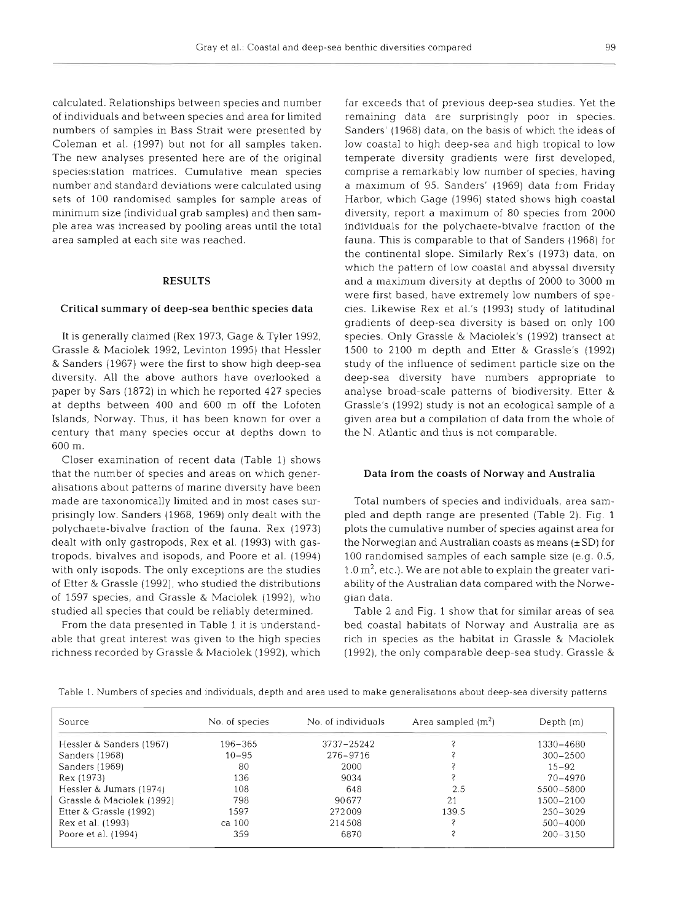calculated. Relationships between species and number of individuals and between species and area for limited numbers of samples in Bass Strait were presented by Coleman et al. (1997) but not for all samples taken. The new analyses presented here are of the original species:station matrices. Cumulative mean species number and standard deviations were calculated using sets of 100 randomised samples for sample areas of minimum size (individual grab samples) and then sample area was increased by pooling areas until the total area sampled at each site was reached.

## RESULTS

### Critical summary of deep-sea benthic species data

It is generally claimed (Rex 1973, Gage & Tyler 1992, Grassle & Maciolek 1992, Levinton 1995) that Hessler & Sanders (1967) were the first to show high deep-sea diversity. All the above authors have overlooked a paper by Sars (1872) in which he reported 427 species at depths between 400 and 600 m off the Lofoten Islands, Norway. Thus, it has been known for over a century that many species occur at depths down to 600 m.

Closer examination of recent data (Table 1) shows that the number of species and areas on which generalisations about patterns of marine diversity have been made are taxonomically limited and in most cases surprisingly low. Sanders (1968, 1969) only dealt with the polychaete-bivalve fraction of the fauna. Rex (1973) dealt with only gastropods, Rex et al. (1993) with gastropods, bivalves and isopods, and Poore et al. (1994) with only isopods. The only exceptions are the studies of Etter & Grassle (1992), who studied the distributions of 1597 species, and Grassle & Maciolek (1992), who studied all species that could be reliably determined.

From the data presented in Table 1 it is understandable that great interest was given to the high species richness recorded by Grassle & Maciolek (1992), which far exceeds that of previous deep-sea studies. Yet the remaining data are surprisingly poor in species. Sanders' (1968) data, on the basis of which the ideas of low coastal to high deep-sea and high tropical to low temperate diversity gradients were first developed, comprise a remarkably low number of species, having a maximum of 95. Sanders' (1969) data from Friday Harbor, which Gage (1996) stated shows high coastal diversity, report a maximum of 80 species from 2000 individuals for the polychaete-bivalve fraction of the fauna. This is comparable to that of Sanders (1968) for the continental slope. Similarly Rex's (1973) data, on which the pattern of low coastal and abyssal diversity and a maximum diversity at depths of 2000 to 3000 m were first based, have extremely low numbers of species. Likewise Rex et al.'s (1993) study of latitudinal gradients of deep-sea diversity is based on only 100 species. Only Grassle & Maciolek's (1992) transect at 1500 to 2100 m depth and Etter & Grassle's (1992) study of the influence of sediment particle size on the deep-sea diversity have numbers appropriate to analyse broad-scale patterns of biodiversity. Etter & Grassle's (1992) study is not an ecological sample of a given area but a compilation of data from the whole of the N. Atlantic and thus is not comparable.

### Data from the coasts of Norway and Australia

Total numbers of species and individuals, area sampled and depth range are presented (Table 2). Fig. 1 plots the cumulative number of species against area for the Norwegian and Australian coasts as means (±SD) for 100 randomised samples of each sample size (e.g. 0.5, 1.0 $m^2$, etc.). We are not able to explain the greater variability of the Australian data compared with the Norwegian data.

Table 2 and Fig. 1 show that for similar areas of sea bed coastal habitats of Norway and Australia are as rich in species as the habitat in Grassle & Maciolek (1992), the only comparable deep-sea study. Grassle &

Table 1. Numbers of species and individuals, depth and area used to make generalisations about deep-sea diversity patterns

| Source | No. of species | No. of individuals | Area sampled ($m^2$) | Depth (m) |
|---|---|---|---|---|
| Hessler & Sanders (1967) | 196–365 | 3737–25242 | ? | 1330–4680 |
| Sanders (1968) | 10–95 | 276–9716 | ? | 300–2500 |
| Sanders (1969) | 80 | 2000 | ? | 15–92 |
| Rex (1973) | 136 | 9034 | ? | 70–4970 |
| Hessler & Jumars (1974) | 108 | 648 | 2.5 | 5500–5800 |
| Grassle & Maciolek (1992) | 798 | 90677 | 21 | 1500–2100 |
| Etter & Grassle (1992) | 1597 | 272009 | 139.5 | 250–3029 |
| Rex et al. (1993) | ca 100 | 214508 | ? | 500–4000 |
| Poore et al. (1994) | 359 | 6870 | ? | 200–3150 |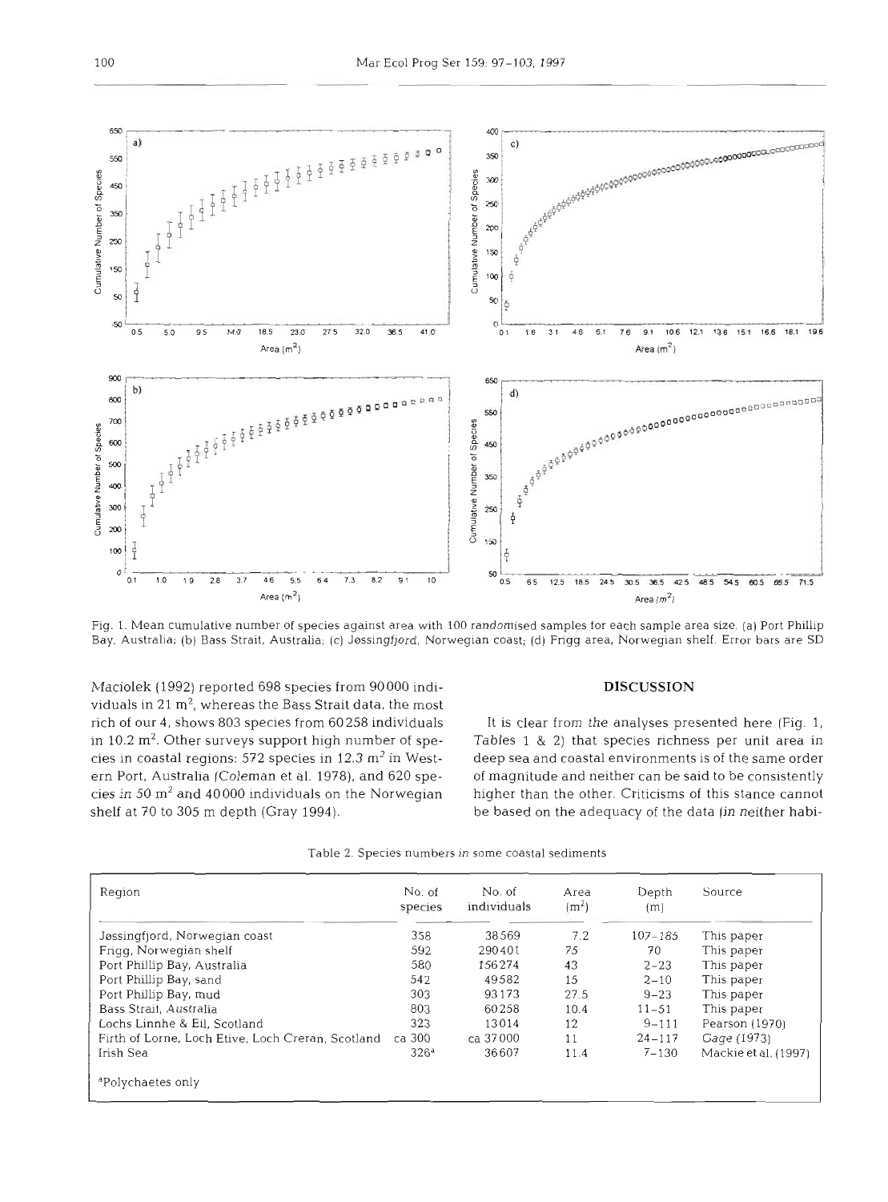Fig. 1. Mean cumulative number of species against area with 100 randomised samples for each sample area size. (a) Port Phillip Bay, Australia; (b) Bass Strait, Australia; (c) Jøssingfjord, Norwegian coast; (d) Frigg area, Norwegian shelf. Error bars are SD

Maciolek (1992) reported 698 species from 90000 individuals in 21 $m^2$, whereas the Bass Strait data, the most rich of our 4, shows 803 species from 60258 individuals in 10.2 $m^2$. Other surveys support high number of species in coastal regions: 572 species in 12.3 $m^2$ in Western Port, Australia (Coleman et al. 1978), and 620 species in 50 $m^2$ and 40000 individuals on the Norwegian shelf at 70 to 305 m depth (Gray 1994).

## DISCUSSION

It is clear from the analyses presented here (Fig. 1, Tables 1 & 2) that species richness per unit area in deep sea and coastal environments is of the same order of magnitude and neither can be said to be consistently higher than the other. Criticisms of this stance cannot be based on the adequacy of the data (in neither habi-

Table 2. Species numbers in some coastal sediments

| Region | No. of species | No. of individuals | Area ($m^2$) | Depth (m) | Source |
|---|---|---|---|---|---|
| Jøssingfjord, Norwegian coast | 358 | 38569 | 7.2 | 107–185 | This paper |
| Frigg, Norwegian shelf | 592 | 290401 | 75 | 70 | This paper |
| Port Phillip Bay, Australia | 580 | 156274 | 43 | 2–23 | This paper |
| Port Phillip Bay, sand | 542 | 49582 | 15 | 2–10 | This paper |
| Port Phillip Bay, mud | 303 | 93173 | 27.5 | 9–23 | This paper |
| Bass Strait, Australia | 803 | 60258 | 10.4 | 11–51 | This paper |
| Lochs Linnhe & Eil, Scotland | 323 | 13014 | 12 | 9–111 | Pearson (1970) |
| Firth of Lorne, Loch Etive, Loch Creran, Scotland | ca 300 | ca 37000 | 11 | 24–117 | Gage (1973) |
| Irish Sea | 326[a] | 36607 | 11.4 | 7–130 | Mackie et al. (1997) |

[a]Polychaetes only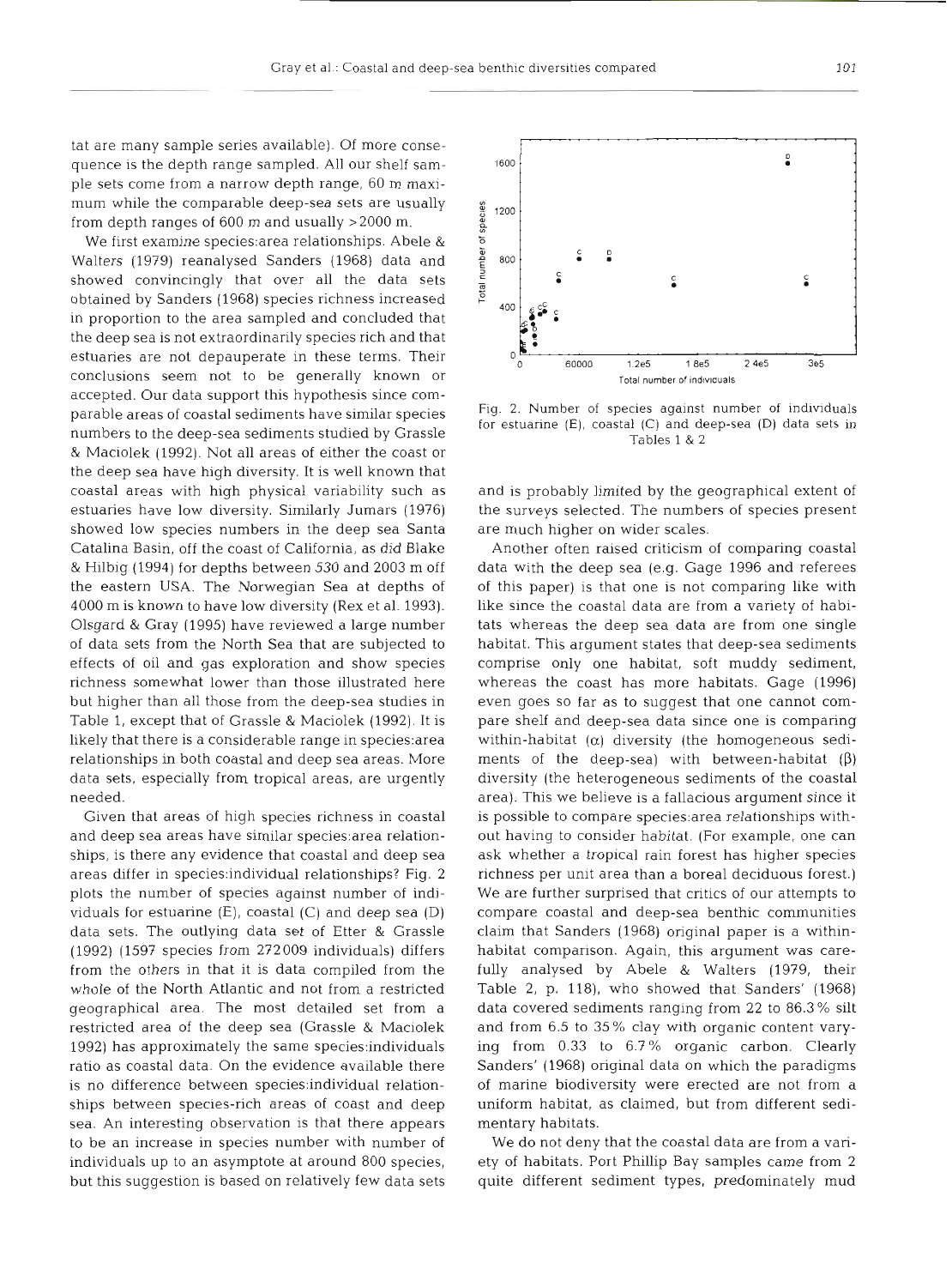tat are many sample series available). Of more consequence is the depth range sampled. All our shelf sample sets come from a narrow depth range, 60 m maximum while the comparable deep-sea sets are usually from depth ranges of 600 m and usually >2000 m.

We first examine species:area relationships. Abele & Walters (1979) reanalysed Sanders (1968) data and showed convincingly that over all the data sets obtained by Sanders (1968) species richness increased in proportion to the area sampled and concluded that the deep sea is not extraordinarily species rich and that estuaries are not depauperate in these terms. Their conclusions seem not to be generally known or accepted. Our data support this hypothesis since comparable areas of coastal sediments have similar species numbers to the deep-sea sediments studied by Grassle & Maciolek (1992). Not all areas of either the coast or the deep sea have high diversity. It is well known that coastal areas with high physical variability such as estuaries have low diversity. Similarly Jumars (1976) showed low species numbers in the deep sea Santa Catalina Basin, off the coast of California, as did Blake & Hilbig (1994) for depths between 530 and 2003 m off the eastern USA. The Norwegian Sea at depths of 4000 m is known to have low diversity (Rex et al. 1993). Olsgard & Gray (1995) have reviewed a large number of data sets from the North Sea that are subjected to effects of oil and gas exploration and show species richness somewhat lower than those illustrated here but higher than all those from the deep-sea studies in Table 1, except that of Grassle & Maciolek (1992). It is likely that there is a considerable range in species:area relationships in both coastal and deep sea areas. More data sets, especially from tropical areas, are urgently needed.

Given that areas of high species richness in coastal and deep sea areas have similar species:area relationships, is there any evidence that coastal and deep sea areas differ in species:individual relationships? Fig. 2 plots the number of species against number of individuals for estuarine (E), coastal (C) and deep sea (D) data sets. The outlying data set of Etter & Grassle (1992) (1597 species from 272009 individuals) differs from the others in that it is data compiled from the whole of the North Atlantic and not from a restricted geographical area. The most detailed set from a restricted area of the deep sea (Grassle & Maciolek 1992) has approximately the same species:individuals ratio as coastal data. On the evidence available there is no difference between species:individual relationships between species-rich areas of coast and deep sea. An interesting observation is that there appears to be an increase in species number with number of individuals up to an asymptote at around 800 species, but this suggestion is based on relatively few data sets and is probably limited by the geographical extent of the surveys selected. The numbers of species present are much higher on wider scales.

Fig. 2. Number of species against number of individuals for estuarine (E), coastal (C) and deep-sea (D) data sets in Tables 1 & 2

Another often raised criticism of comparing coastal data with the deep sea (e.g. Gage 1996 and referees of this paper) is that one is not comparing like with like since the coastal data are from a variety of habitats whereas the deep sea data are from one single habitat. This argument states that deep-sea sediments comprise only one habitat, soft muddy sediment, whereas the coast has more habitats. Gage (1996) even goes so far as to suggest that one cannot compare shelf and deep-sea data since one is comparing within-habitat ($\alpha$) diversity (the homogeneous sediments of the deep-sea) with between-habitat ($\beta$) diversity (the heterogeneous sediments of the coastal area). This we believe is a fallacious argument since it is possible to compare species:area relationships without having to consider habitat. (For example, one can ask whether a tropical rain forest has higher species richness per unit area than a boreal deciduous forest.) We are further surprised that critics of our attempts to compare coastal and deep-sea benthic communities claim that Sanders (1968) original paper is a within-habitat comparison. Again, this argument was carefully analysed by Abele & Walters (1979, their Table 2, p. 118), who showed that Sanders' (1968) data covered sediments ranging from 22 to 86.3% silt and from 6.5 to 35% clay with organic content varying from 0.33 to 6.7% organic carbon. Clearly Sanders' (1968) original data on which the paradigms of marine biodiversity were erected are not from a uniform habitat, as claimed, but from different sedimentary habitats.

We do not deny that the coastal data are from a variety of habitats. Port Phillip Bay samples came from 2 quite different sediment types, predominately mud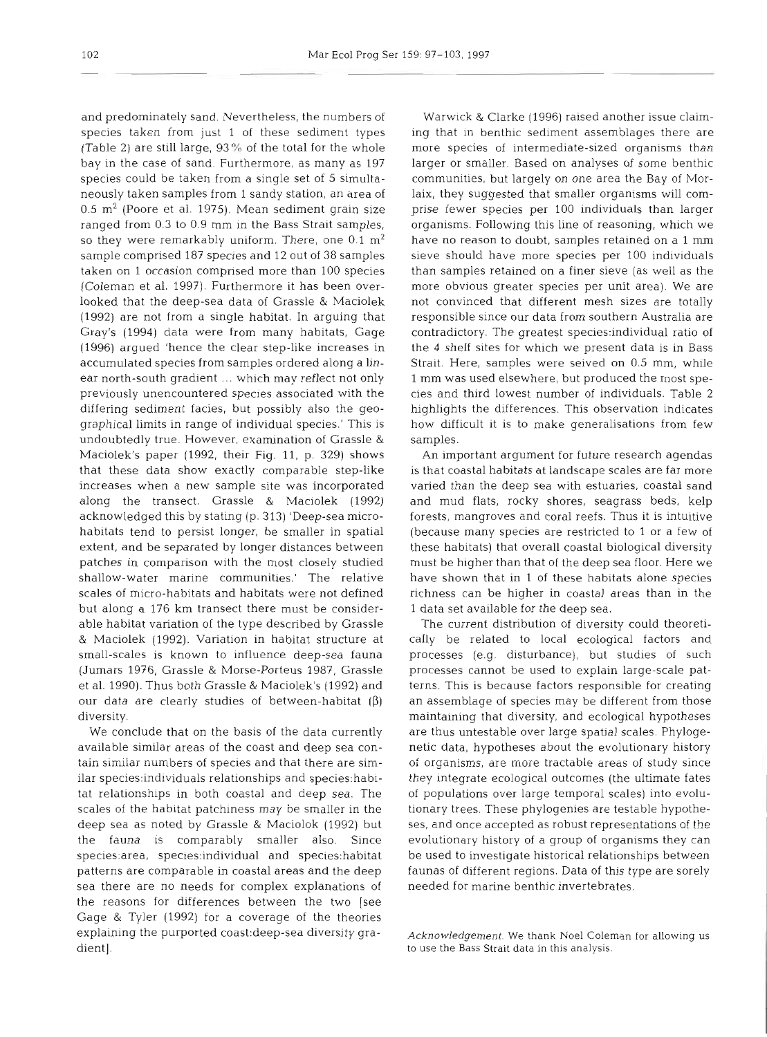and predominately sand. Nevertheless, the numbers of species taken from just 1 of these sediment types (Table 2) are still large, 93% of the total for the whole bay in the case of sand. Furthermore, as many as 197 species could be taken from a single set of 5 simultaneously taken samples from 1 sandy station, an area of 0.5 $m^2$ (Poore et al. 1975). Mean sediment grain size ranged from 0.3 to 0.9 mm in the Bass Strait samples, so they were remarkably uniform. There, one 0.1 $m^2$ sample comprised 187 species and 12 out of 38 samples taken on 1 occasion comprised more than 100 species (Coleman et al. 1997). Furthermore it has been overlooked that the deep-sea data of Grassle & Maciolek (1992) are not from a single habitat. In arguing that Gray's (1994) data were from many habitats, Gage (1996) argued 'hence the clear step-like increases in accumulated species from samples ordered along a linear north-south gradient ... which may reflect not only previously unencountered species associated with the differing sediment facies, but possibly also the geographical limits in range of individual species.' This is undoubtedly true. However, examination of Grassle & Maciolek's paper (1992, their Fig. 11, p. 329) shows that these data show exactly comparable step-like increases when a new sample site was incorporated along the transect. Grassle & Maciolek (1992) acknowledged this by stating (p. 313) 'Deep-sea micro-habitats tend to persist longer, be smaller in spatial extent, and be separated by longer distances between patches in comparison with the most closely studied shallow-water marine communities.' The relative scales of micro-habitats and habitats were not defined but along a 176 km transect there must be considerable habitat variation of the type described by Grassle & Maciolek (1992). Variation in habitat structure at small-scales is known to influence deep-sea fauna (Jumars 1976, Grassle & Morse-Porteus 1987, Grassle et al. 1990). Thus both Grassle & Maciolek's (1992) and our data are clearly studies of between-habitat ($\beta$) diversity.

We conclude that on the basis of the data currently available similar areas of the coast and deep sea contain similar numbers of species and that there are similar species:individuals relationships and species:habitat relationships in both coastal and deep sea. The scales of the habitat patchiness may be smaller in the deep sea as noted by Grassle & Maciolok (1992) but the fauna is comparably smaller also. Since species:area, species:individual and species:habitat patterns are comparable in coastal areas and the deep sea there are no needs for complex explanations of the reasons for differences between the two [see Gage & Tyler (1992) for a coverage of the theories explaining the purported coast:deep-sea diversity gradient].

Warwick & Clarke (1996) raised another issue claiming that in benthic sediment assemblages there are more species of intermediate-sized organisms than larger or smaller. Based on analyses of some benthic communities, but largely on one area the Bay of Morlaix, they suggested that smaller organisms will comprise fewer species per 100 individuals than larger organisms. Following this line of reasoning, which we have no reason to doubt, samples retained on a 1 mm sieve should have more species per 100 individuals than samples retained on a finer sieve (as well as the more obvious greater species per unit area). We are not convinced that different mesh sizes are totally responsible since our data from southern Australia are contradictory. The greatest species:individual ratio of the 4 shelf sites for which we present data is in Bass Strait. Here, samples were seived on 0.5 mm, while 1 mm was used elsewhere, but produced the most species and third lowest number of individuals. Table 2 highlights the differences. This observation indicates how difficult it is to make generalisations from few samples.

An important argument for future research agendas is that coastal habitats at landscape scales are far more varied than the deep sea with estuaries, coastal sand and mud flats, rocky shores, seagrass beds, kelp forests, mangroves and coral reefs. Thus it is intuitive (because many species are restricted to 1 or a few of these habitats) that overall coastal biological diversity must be higher than that of the deep sea floor. Here we have shown that in 1 of these habitats alone species richness can be higher in coastal areas than in the 1 data set available for the deep sea.

The current distribution of diversity could theoretically be related to local ecological factors and processes (e.g. disturbance), but studies of such processes cannot be used to explain large-scale patterns. This is because factors responsible for creating an assemblage of species may be different from those maintaining that diversity, and ecological hypotheses are thus untestable over large spatial scales. Phylogenetic data, hypotheses about the evolutionary history of organisms, are more tractable areas of study since they integrate ecological outcomes (the ultimate fates of populations over large temporal scales) into evolutionary trees. These phylogenies are testable hypotheses, and once accepted as robust representations of the evolutionary history of a group of organisms they can be used to investigate historical relationships between faunas of different regions. Data of this type are sorely needed for marine benthic invertebrates.

*Acknowledgement.* We thank Noel Coleman for allowing us to use the Bass Strait data in this analysis.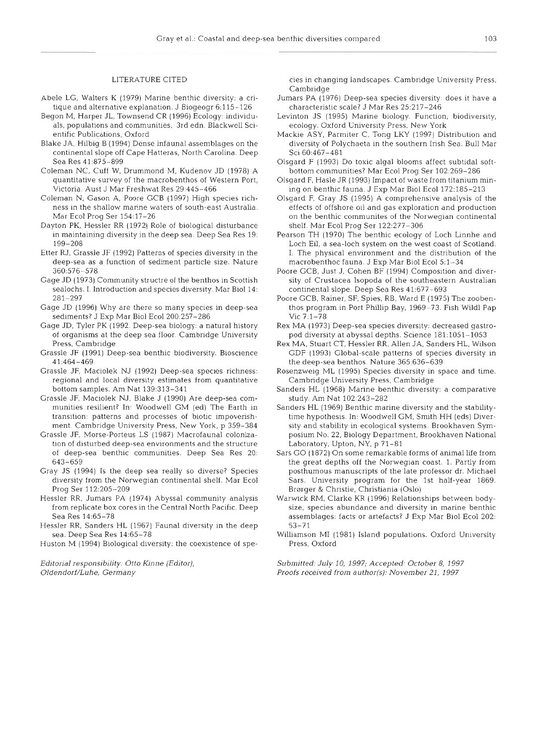## LITERATURE CITED

Abele LG, Walters K (1979) Marine benthic diversity: a critique and alternative explanation. J Biogeogr 6:115–126

Begon M, Harper JL, Townsend CR (1996) Ecology: individuals, populations and communities, 3rd edn. Blackwell Scientific Publications, Oxford

Blake JA, Hilbig B (1994) Dense infaunal assemblages on the continental slope off Cape Hatteras, North Carolina. Deep Sea Res 41:875–899

Coleman NC, Cuff W, Drummond M, Kudenov JD (1978) A quantitative survey of the macrobenthos of Western Port, Victoria. Aust J Mar Freshwat Res 29:445–466

Coleman N, Gason A, Poore GCB (1997) High species richness in the shallow marine waters of south-east Australia. Mar Ecol Prog Ser 154:17–26

Dayton PK, Hessler RR (1972) Role of biological disturbance in maintaining diversity in the deep sea. Deep Sea Res 19: 199–208

Etter RJ, Grassle JF (1992) Patterns of species diversity in the deep-sea as a function of sediment particle size. Nature 360:576–578

Gage JD (1973) Community structre of the benthos in Scottish sealochs. I. Introduction and species diversity. Mar Biol 14: 281–297

Gage JD (1996) Why are there so many species in deep-sea sediments? J Exp Mar Biol Ecol 200:257–286

Gage JD, Tyler PK (1992. Deep-sea biology: a natural history of organisms at the deep sea floor. Cambridge University Press, Cambridge

Grassle JF (1991) Deep-sea benthic biodiversity. Bioscience 41:464–469

Grassle JF, Maciolek NJ (1992) Deep-sea species richness: regional and local diversity estimates from quantitative bottom samples. Am Nat 139:313–341

Grassle JF, Maciolek NJ, Blake J (1990) Are deep-sea communities resilient? In: Woodwell GM (ed) The Earth in transition: patterns and processes of biotic impoverishment. Cambridge University Press, New York, p 359–384

Grassle JF, Morse-Porteus LS (1987) Macrofaunal colonization of disturbed deep-sea environments and the structure of deep-sea benthic communities. Deep Sea Res 20: 643–659

Gray JS (1994) Is the deep sea really so diverse? Species diversity from the Norwegian continental shelf. Mar Ecol Prog Ser 112:205–209

Hessler RR, Jumars PA (1974) Abyssal community analysis from replicate box cores in the Central North Pacific. Deep Sea Res 14:65–78

Hessler RR, Sanders HL (1967) Faunal diversity in the deep sea. Deep Sea Res 14:65–78

Huston M (1994) Biological diversity: the coexistence of species in changing landscapes. Cambridge University Press, Cambridge

Jumars PA (1976) Deep-sea species diversity: does it have a characteristic scale? J Mar Res 25:217–246

Levinton JS (1995) Marine biology. Function, biodiversity, ecology. Oxford University Press, New York

Mackie ASY, Parmiter C, Tong LKY (1997) Distribution and diversity of Polychaeta in the southern Irish Sea. Bull Mar Sci 60:467–481

Olsgard F (1993) Do toxic algal blooms affect subtidal soft-bottom communities? Mar Ecol Prog Ser 102:269–286

Olsgard F, Hasle JR (1993) Impact of waste from titanium mining on benthic fauna. J Exp Mar Biol Ecol 172:185–213

Olsgard F, Gray JS (1995) A comprehensive analysis of the effects of offshore oil and gas exploration and production on the benthic communites of the Norwegian continental shelf. Mar Ecol Prog Ser 122:277–306

Pearson TH (1970) The benthic ecology of Loch Linnhe and Loch Eil, a sea-loch system on the west coast of Scotland. I. The physical environment and the distribution of the macrobenthoc fauna. J Exp Mar Biol Ecol 5:1–34

Poore GCB, Just J, Cohen BF (1994) Composition and diversity of Crustacea Isopoda of the southeastern Australian continental slope. Deep Sea Res 41:677–693

Poore GCB, Rainer, SF, Spies, RB, Ward E (1975) The zoobenthos program in Port Phillip Bay, 1969–73. Fish Wildl Pap Vic 7:1–78

Rex MA (1973) Deep-sea species diversity: decreased gastropod diversity at abyssal depths. Science 181:1051–1053

Rex MA, Stuart CT, Hessler RR, Allen JA, Sanders HL, Wilson GDF (1993) Global-scale patterns of species diversity in the deep-sea benthos. Nature 365:636–639

Rosenzweig ML (1995) Species diversity in space and time. Cambridge University Press, Cambridge

Sanders HL (1968) Marine benthic diversity: a comparative study. Am Nat 102:243–282

Sanders HL (1969) Benthic marine diversity and the stability-time hypothesis. In: Woodwell GM, Smith HH (eds) Diversity and stability in ecological systems. Brookhaven Symposium No. 22, Biology Department, Brookhaven National Laboratory, Upton, NY, p 71–81

Sars GO (1872) On some remarkable forms of animal life from the great depths off the Norwegian coast. 1. Partly from posthumous manuscripts of the late professor dr. Michael Sars. University program for the 1st half-year 1869. Brøgger & Christie, Christiania (Oslo)

Warwick RM, Clarke KR (1996) Relationships between body-size, species abundance and diversity in marine benthic assemblages: facts or artefacts? J Exp Mar Biol Ecol 202: 63–71

Williamson MI (1981) Island populations. Oxford University Press, Oxford

*Editorial responsibility: Otto Kinne (Editor), Oldendorf/Luhe, Germany*

*Submitted: July 10, 1997; Accepted: October 8, 1997*
*Proofs received from author(s): November 21, 1997*